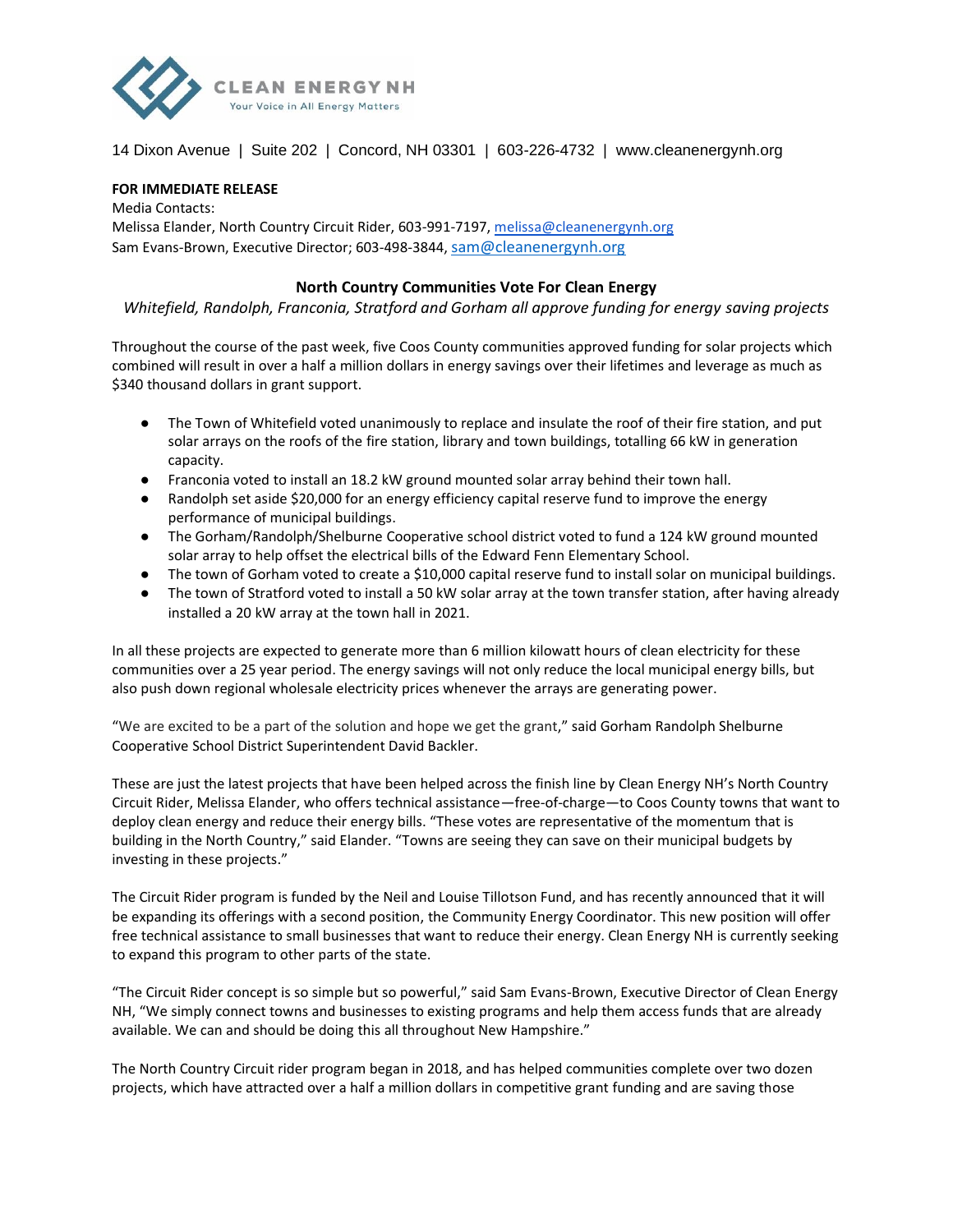CLEAN ENERGY NH
Your Voice in All Energy Matters

14 Dixon Avenue | Suite 202 | Concord, NH 03301 | 603-226-4732 | www.cleanenergynh.org

**FOR IMMEDIATE RELEASE**
Media Contacts:
Melissa Elander, North Country Circuit Rider, 603-991-7197, melissa@cleanenergynh.org
Sam Evans-Brown, Executive Director; 603-498-3844, sam@cleanenergynh.org

## North Country Communities Vote For Clean Energy

*Whitefield, Randolph, Franconia, Stratford and Gorham all approve funding for energy saving projects*

Throughout the course of the past week, five Coos County communities approved funding for solar projects which combined will result in over a half a million dollars in energy savings over their lifetimes and leverage as much as $340 thousand dollars in grant support.

- The Town of Whitefield voted unanimously to replace and insulate the roof of their fire station, and put solar arrays on the roofs of the fire station, library and town buildings, totalling 66 kW in generation capacity.
- Franconia voted to install an 18.2 kW ground mounted solar array behind their town hall.
- Randolph set aside $20,000 for an energy efficiency capital reserve fund to improve the energy performance of municipal buildings.
- The Gorham/Randolph/Shelburne Cooperative school district voted to fund a 124 kW ground mounted solar array to help offset the electrical bills of the Edward Fenn Elementary School.
- The town of Gorham voted to create a $10,000 capital reserve fund to install solar on municipal buildings.
- The town of Stratford voted to install a 50 kW solar array at the town transfer station, after having already installed a 20 kW array at the town hall in 2021.

In all these projects are expected to generate more than 6 million kilowatt hours of clean electricity for these communities over a 25 year period. The energy savings will not only reduce the local municipal energy bills, but also push down regional wholesale electricity prices whenever the arrays are generating power.

"We are excited to be a part of the solution and hope we get the grant," said Gorham Randolph Shelburne Cooperative School District Superintendent David Backler.

These are just the latest projects that have been helped across the finish line by Clean Energy NH's North Country Circuit Rider, Melissa Elander, who offers technical assistance—free-of-charge—to Coos County towns that want to deploy clean energy and reduce their energy bills. "These votes are representative of the momentum that is building in the North Country," said Elander. "Towns are seeing they can save on their municipal budgets by investing in these projects."

The Circuit Rider program is funded by the Neil and Louise Tillotson Fund, and has recently announced that it will be expanding its offerings with a second position, the Community Energy Coordinator. This new position will offer free technical assistance to small businesses that want to reduce their energy. Clean Energy NH is currently seeking to expand this program to other parts of the state.

"The Circuit Rider concept is so simple but so powerful," said Sam Evans-Brown, Executive Director of Clean Energy NH, "We simply connect towns and businesses to existing programs and help them access funds that are already available. We can and should be doing this all throughout New Hampshire."

The North Country Circuit rider program began in 2018, and has helped communities complete over two dozen projects, which have attracted over a half a million dollars in competitive grant funding and are saving those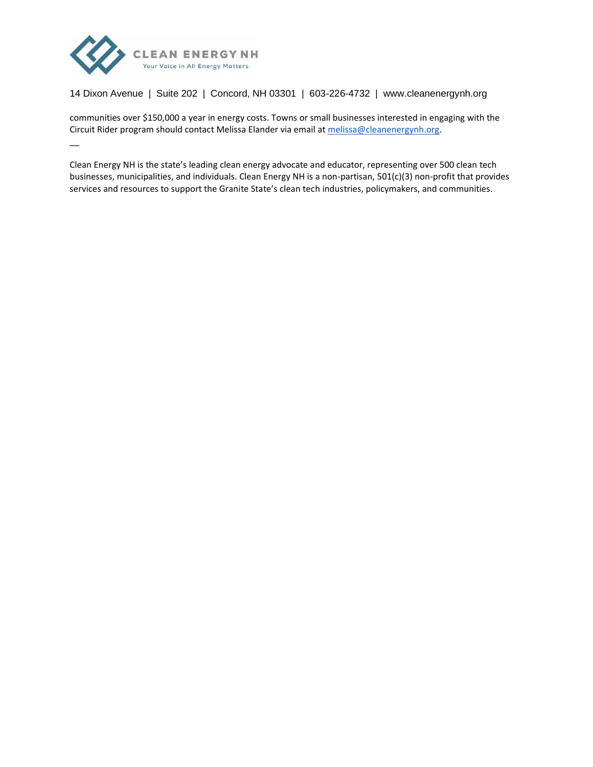communities over $150,000 a year in energy costs. Towns or small businesses interested in engaging with the Circuit Rider program should contact Melissa Elander via email at melissa@cleanenergynh.org.

—

Clean Energy NH is the state's leading clean energy advocate and educator, representing over 500 clean tech businesses, municipalities, and individuals. Clean Energy NH is a non-partisan, 501(c)(3) non-profit that provides services and resources to support the Granite State's clean tech industries, policymakers, and communities.